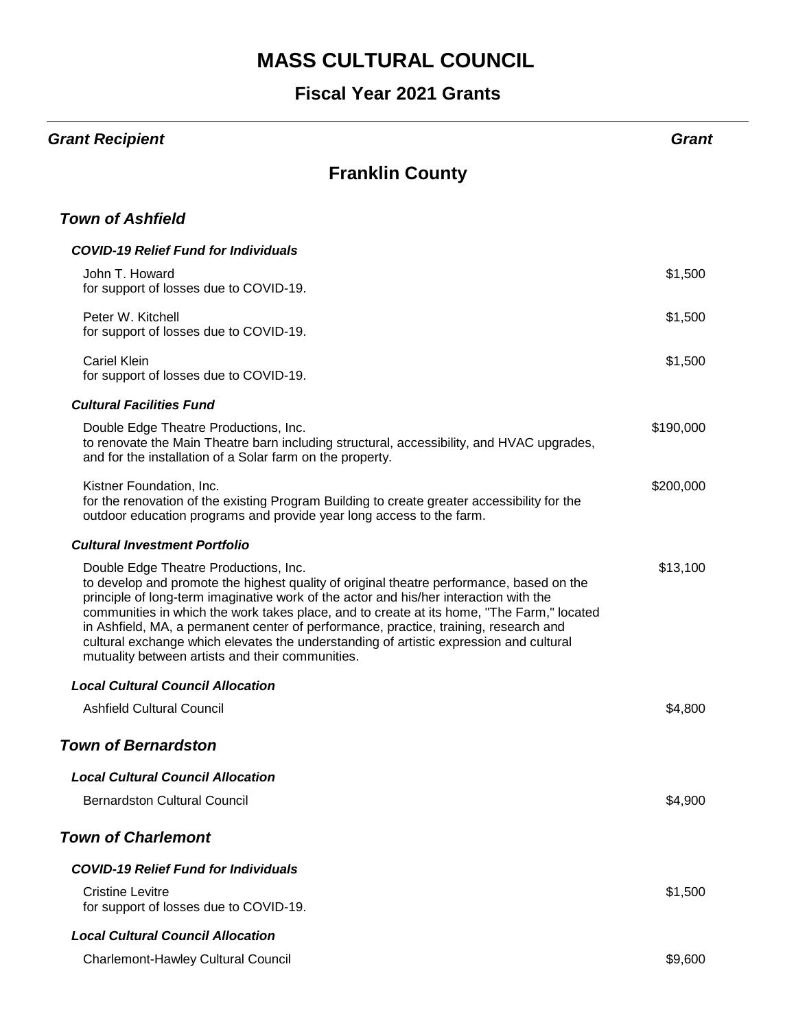# MASS CULTURAL COUNCIL

## Fiscal Year 2021 Grants

| *Grant Recipient* | *Grant* |
|---|---|

## Franklin County

### *Town of Ashfield*

#### *COVID-19 Relief Fund for Individuals*

| | |
|---|---|
| John T. Howard<br>for support of losses due to COVID-19. | $1,500 |
| Peter W. Kitchell<br>for support of losses due to COVID-19. | $1,500 |
| Cariel Klein<br>for support of losses due to COVID-19. | $1,500 |

#### *Cultural Facilities Fund*

| | |
|---|---|
| Double Edge Theatre Productions, Inc.<br>to renovate the Main Theatre barn including structural, accessibility, and HVAC upgrades, and for the installation of a Solar farm on the property. | $190,000 |
| Kistner Foundation, Inc.<br>for the renovation of the existing Program Building to create greater accessibility for the outdoor education programs and provide year long access to the farm. | $200,000 |

#### *Cultural Investment Portfolio*

| | |
|---|---|
| Double Edge Theatre Productions, Inc.<br>to develop and promote the highest quality of original theatre performance, based on the principle of long-term imaginative work of the actor and his/her interaction with the communities in which the work takes place, and to create at its home, "The Farm," located in Ashfield, MA, a permanent center of performance, practice, training, research and cultural exchange which elevates the understanding of artistic expression and cultural mutuality between artists and their communities. | $13,100 |

#### *Local Cultural Council Allocation*

| | |
|---|---|
| Ashfield Cultural Council | $4,800 |

### *Town of Bernardston*

#### *Local Cultural Council Allocation*

| | |
|---|---|
| Bernardston Cultural Council | $4,900 |

### *Town of Charlemont*

#### *COVID-19 Relief Fund for Individuals*

| | |
|---|---|
| Cristine Levitre<br>for support of losses due to COVID-19. | $1,500 |

#### *Local Cultural Council Allocation*

| | |
|---|---|
| Charlemont-Hawley Cultural Council | $9,600 |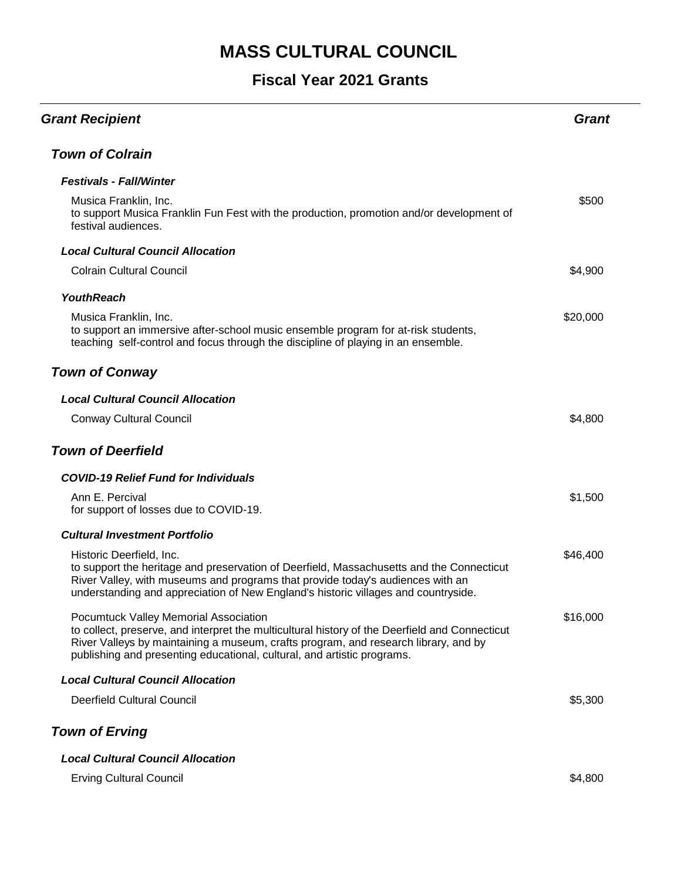# MASS CULTURAL COUNCIL

## Fiscal Year 2021 Grants

| *Grant Recipient* | *Grant* |
|---|---|
| ***Town of Colrain*** | |
| ***Festivals - Fall/Winter*** | |
| Musica Franklin, Inc.<br>to support Musica Franklin Fun Fest with the production, promotion and/or development of festival audiences. | $500 |
| ***Local Cultural Council Allocation*** | |
| Colrain Cultural Council | $4,900 |
| ***YouthReach*** | |
| Musica Franklin, Inc.<br>to support an immersive after-school music ensemble program for at-risk students, teaching self-control and focus through the discipline of playing in an ensemble. | $20,000 |
| ***Town of Conway*** | |
| ***Local Cultural Council Allocation*** | |
| Conway Cultural Council | $4,800 |
| ***Town of Deerfield*** | |
| ***COVID-19 Relief Fund for Individuals*** | |
| Ann E. Percival<br>for support of losses due to COVID-19. | $1,500 |
| ***Cultural Investment Portfolio*** | |
| Historic Deerfield, Inc.<br>to support the heritage and preservation of Deerfield, Massachusetts and the Connecticut River Valley, with museums and programs that provide today's audiences with an understanding and appreciation of New England's historic villages and countryside. | $46,400 |
| Pocumtuck Valley Memorial Association<br>to collect, preserve, and interpret the multicultural history of the Deerfield and Connecticut River Valleys by maintaining a museum, crafts program, and research library, and by publishing and presenting educational, cultural, and artistic programs. | $16,000 |
| ***Local Cultural Council Allocation*** | |
| Deerfield Cultural Council | $5,300 |
| ***Town of Erving*** | |
| ***Local Cultural Council Allocation*** | |
| Erving Cultural Council | $4,800 |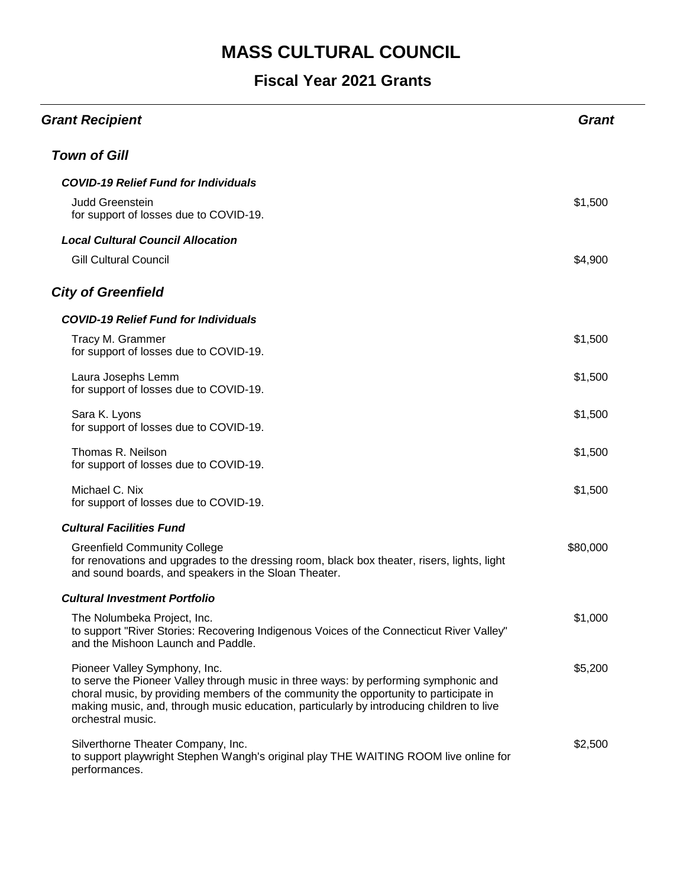# MASS CULTURAL COUNCIL

## Fiscal Year 2021 Grants

| Grant Recipient | Grant |
|---|---|
| ***Town of Gill*** | |
| ***COVID-19 Relief Fund for Individuals*** | |
| Judd Greenstein<br>for support of losses due to COVID-19. | $1,500 |
| ***Local Cultural Council Allocation*** | |
| Gill Cultural Council | $4,900 |
| ***City of Greenfield*** | |
| ***COVID-19 Relief Fund for Individuals*** | |
| Tracy M. Grammer<br>for support of losses due to COVID-19. | $1,500 |
| Laura Josephs Lemm<br>for support of losses due to COVID-19. | $1,500 |
| Sara K. Lyons<br>for support of losses due to COVID-19. | $1,500 |
| Thomas R. Neilson<br>for support of losses due to COVID-19. | $1,500 |
| Michael C. Nix<br>for support of losses due to COVID-19. | $1,500 |
| ***Cultural Facilities Fund*** | |
| Greenfield Community College<br>for renovations and upgrades to the dressing room, black box theater, risers, lights, light and sound boards, and speakers in the Sloan Theater. | $80,000 |
| ***Cultural Investment Portfolio*** | |
| The Nolumbeka Project, Inc.<br>to support "River Stories: Recovering Indigenous Voices of the Connecticut River Valley" and the Mishoon Launch and Paddle. | $1,000 |
| Pioneer Valley Symphony, Inc.<br>to serve the Pioneer Valley through music in three ways: by performing symphonic and choral music, by providing members of the community the opportunity to participate in making music, and, through music education, particularly by introducing children to live orchestral music. | $5,200 |
| Silverthorne Theater Company, Inc.<br>to support playwright Stephen Wangh's original play THE WAITING ROOM live online for performances. | $2,500 |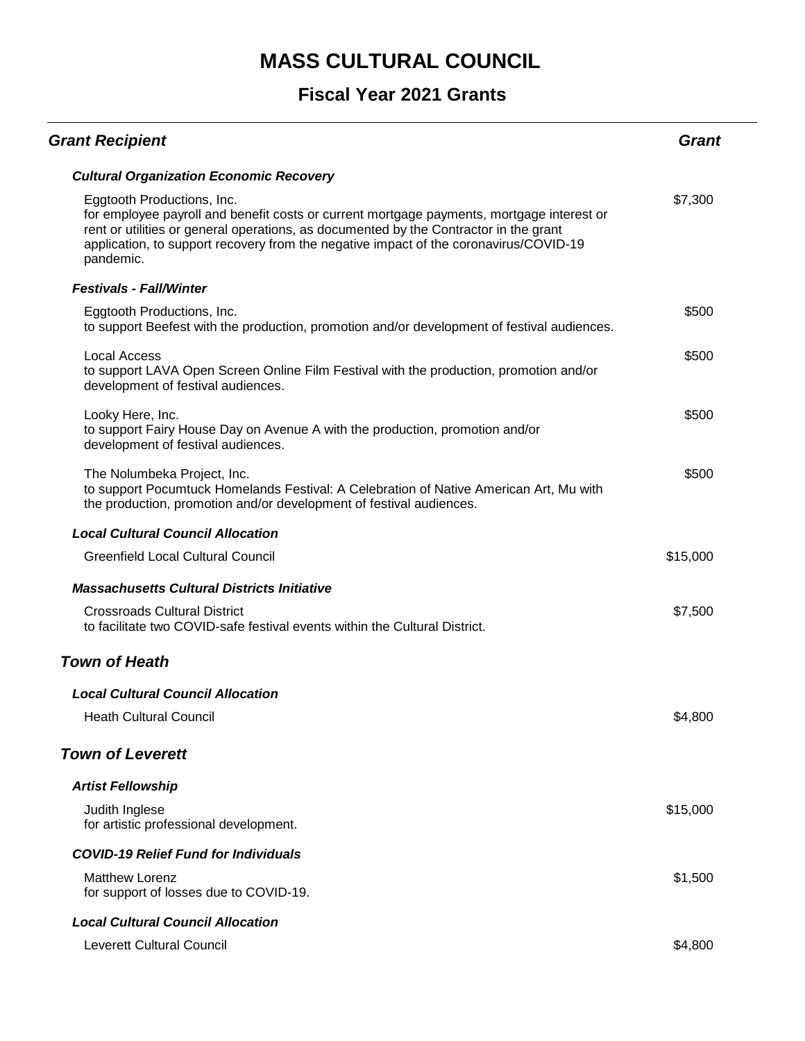# MASS CULTURAL COUNCIL

## Fiscal Year 2021 Grants

| *Grant Recipient* | *Grant* |
|---|---|
| ***Cultural Organization Economic Recovery*** | |
| Eggtooth Productions, Inc.<br>for employee payroll and benefit costs or current mortgage payments, mortgage interest or rent or utilities or general operations, as documented by the Contractor in the grant application, to support recovery from the negative impact of the coronavirus/COVID-19 pandemic. | $7,300 |
| ***Festivals - Fall/Winter*** | |
| Eggtooth Productions, Inc.<br>to support Beefest with the production, promotion and/or development of festival audiences. | $500 |
| Local Access<br>to support LAVA Open Screen Online Film Festival with the production, promotion and/or development of festival audiences. | $500 |
| Looky Here, Inc.<br>to support Fairy House Day on Avenue A with the production, promotion and/or development of festival audiences. | $500 |
| The Nolumbeka Project, Inc.<br>to support Pocumtuck Homelands Festival: A Celebration of Native American Art, Mu with the production, promotion and/or development of festival audiences. | $500 |
| ***Local Cultural Council Allocation*** | |
| Greenfield Local Cultural Council | $15,000 |
| ***Massachusetts Cultural Districts Initiative*** | |
| Crossroads Cultural District<br>to facilitate two COVID-safe festival events within the Cultural District. | $7,500 |

### *Town of Heath*

| | |
|---|---|
| ***Local Cultural Council Allocation*** | |
| Heath Cultural Council | $4,800 |

### *Town of Leverett*

| | |
|---|---|
| ***Artist Fellowship*** | |
| Judith Inglese<br>for artistic professional development. | $15,000 |
| ***COVID-19 Relief Fund for Individuals*** | |
| Matthew Lorenz<br>for support of losses due to COVID-19. | $1,500 |
| ***Local Cultural Council Allocation*** | |
| Leverett Cultural Council | $4,800 |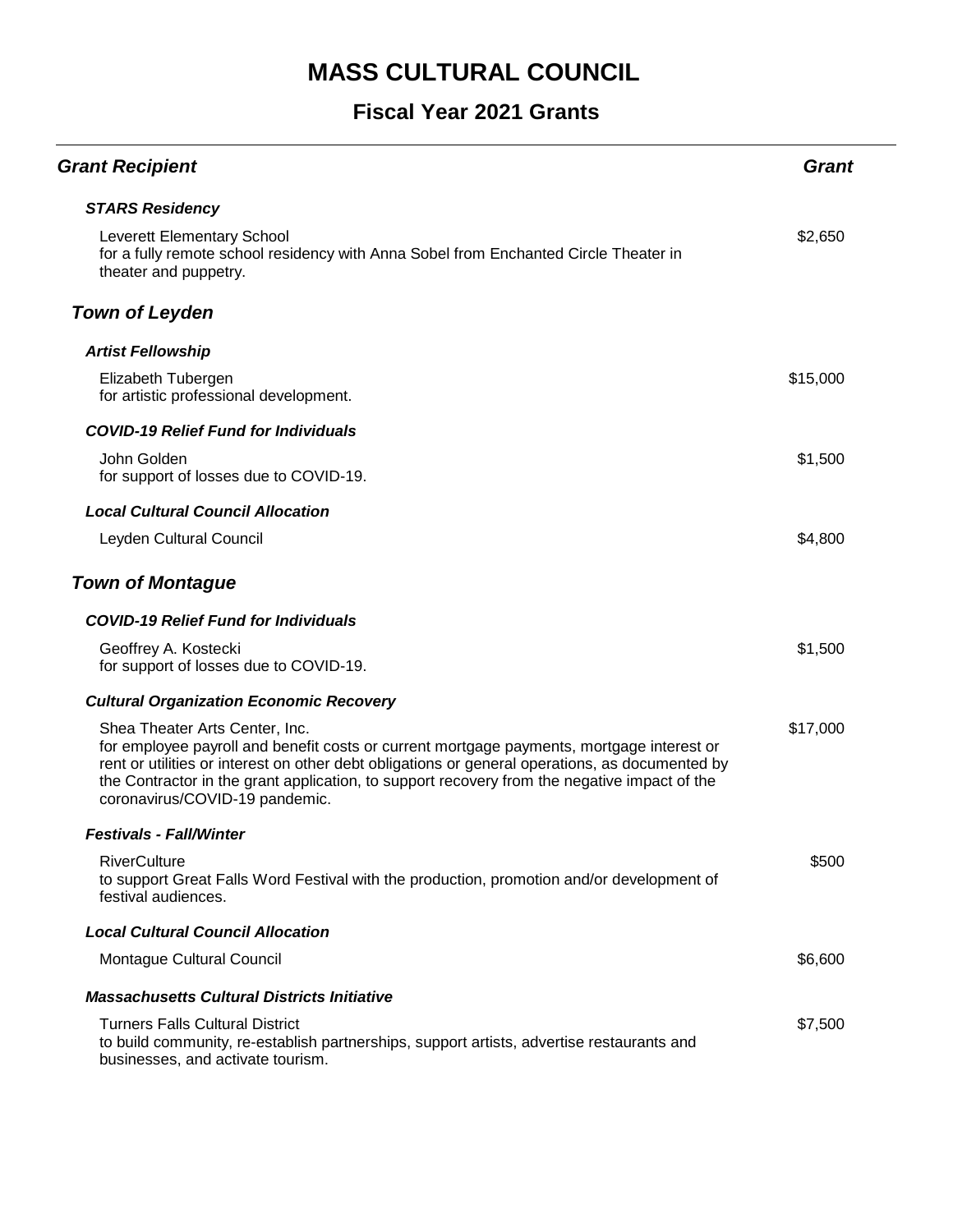# MASS CULTURAL COUNCIL

## Fiscal Year 2021 Grants

| *Grant Recipient* | *Grant* |
|---|---|
| ***STARS Residency*** | |
| Leverett Elementary School<br>for a fully remote school residency with Anna Sobel from Enchanted Circle Theater in theater and puppetry. | $2,650 |
| ***Town of Leyden*** | |
| ***Artist Fellowship*** | |
| Elizabeth Tubergen<br>for artistic professional development. | $15,000 |
| ***COVID-19 Relief Fund for Individuals*** | |
| John Golden<br>for support of losses due to COVID-19. | $1,500 |
| ***Local Cultural Council Allocation*** | |
| Leyden Cultural Council | $4,800 |
| ***Town of Montague*** | |
| ***COVID-19 Relief Fund for Individuals*** | |
| Geoffrey A. Kostecki<br>for support of losses due to COVID-19. | $1,500 |
| ***Cultural Organization Economic Recovery*** | |
| Shea Theater Arts Center, Inc.<br>for employee payroll and benefit costs or current mortgage payments, mortgage interest or rent or utilities or interest on other debt obligations or general operations, as documented by the Contractor in the grant application, to support recovery from the negative impact of the coronavirus/COVID-19 pandemic. | $17,000 |
| ***Festivals - Fall/Winter*** | |
| RiverCulture<br>to support Great Falls Word Festival with the production, promotion and/or development of festival audiences. | $500 |
| ***Local Cultural Council Allocation*** | |
| Montague Cultural Council | $6,600 |
| ***Massachusetts Cultural Districts Initiative*** | |
| Turners Falls Cultural District<br>to build community, re-establish partnerships, support artists, advertise restaurants and businesses, and activate tourism. | $7,500 |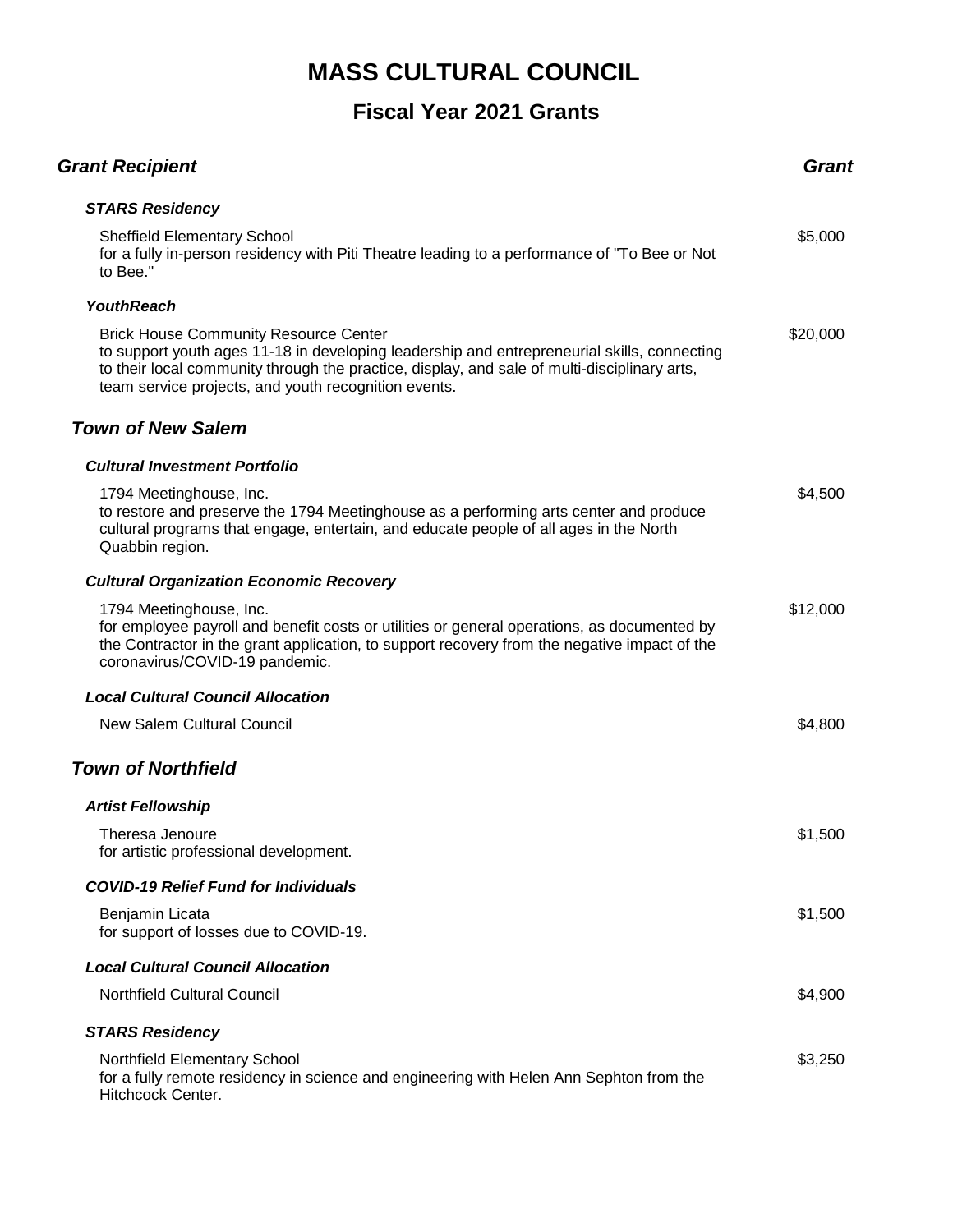# MASS CULTURAL COUNCIL

## Fiscal Year 2021 Grants

| Grant Recipient | Grant |
|---|---|
| ***STARS Residency*** | |
| Sheffield Elementary School<br>for a fully in-person residency with Piti Theatre leading to a performance of "To Bee or Not to Bee." | $5,000 |
| ***YouthReach*** | |
| Brick House Community Resource Center<br>to support youth ages 11-18 in developing leadership and entrepreneurial skills, connecting to their local community through the practice, display, and sale of multi-disciplinary arts, team service projects, and youth recognition events. | $20,000 |

### *Town of New Salem*

| Grant Recipient | Grant |
|---|---|
| ***Cultural Investment Portfolio*** | |
| 1794 Meetinghouse, Inc.<br>to restore and preserve the 1794 Meetinghouse as a performing arts center and produce cultural programs that engage, entertain, and educate people of all ages in the North Quabbin region. | $4,500 |
| ***Cultural Organization Economic Recovery*** | |
| 1794 Meetinghouse, Inc.<br>for employee payroll and benefit costs or utilities or general operations, as documented by the Contractor in the grant application, to support recovery from the negative impact of the coronavirus/COVID-19 pandemic. | $12,000 |
| ***Local Cultural Council Allocation*** | |
| New Salem Cultural Council | $4,800 |

### *Town of Northfield*

| Grant Recipient | Grant |
|---|---|
| ***Artist Fellowship*** | |
| Theresa Jenoure<br>for artistic professional development. | $1,500 |
| ***COVID-19 Relief Fund for Individuals*** | |
| Benjamin Licata<br>for support of losses due to COVID-19. | $1,500 |
| ***Local Cultural Council Allocation*** | |
| Northfield Cultural Council | $4,900 |
| ***STARS Residency*** | |
| Northfield Elementary School<br>for a fully remote residency in science and engineering with Helen Ann Sephton from the Hitchcock Center. | $3,250 |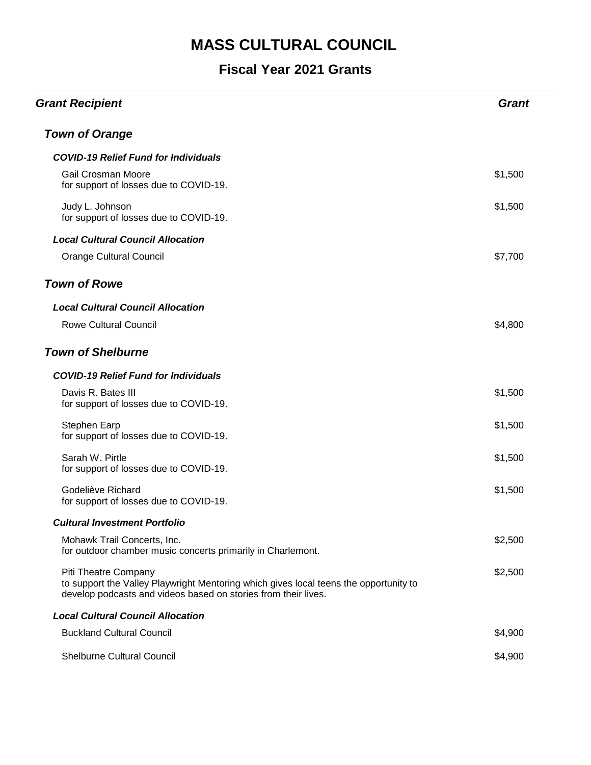# MASS CULTURAL COUNCIL

## Fiscal Year 2021 Grants

| *Grant Recipient* | *Grant* |
| --- | --- |
| ***Town of Orange*** | |
| ***COVID-19 Relief Fund for Individuals*** | |
| Gail Crosman Moore<br>for support of losses due to COVID-19. | $1,500 |
| Judy L. Johnson<br>for support of losses due to COVID-19. | $1,500 |
| ***Local Cultural Council Allocation*** | |
| Orange Cultural Council | $7,700 |
| ***Town of Rowe*** | |
| ***Local Cultural Council Allocation*** | |
| Rowe Cultural Council | $4,800 |
| ***Town of Shelburne*** | |
| ***COVID-19 Relief Fund for Individuals*** | |
| Davis R. Bates III<br>for support of losses due to COVID-19. | $1,500 |
| Stephen Earp<br>for support of losses due to COVID-19. | $1,500 |
| Sarah W. Pirtle<br>for support of losses due to COVID-19. | $1,500 |
| Godeliève Richard<br>for support of losses due to COVID-19. | $1,500 |
| ***Cultural Investment Portfolio*** | |
| Mohawk Trail Concerts, Inc.<br>for outdoor chamber music concerts primarily in Charlemont. | $2,500 |
| Piti Theatre Company<br>to support the Valley Playwright Mentoring which gives local teens the opportunity to develop podcasts and videos based on stories from their lives. | $2,500 |
| ***Local Cultural Council Allocation*** | |
| Buckland Cultural Council | $4,900 |
| Shelburne Cultural Council | $4,900 |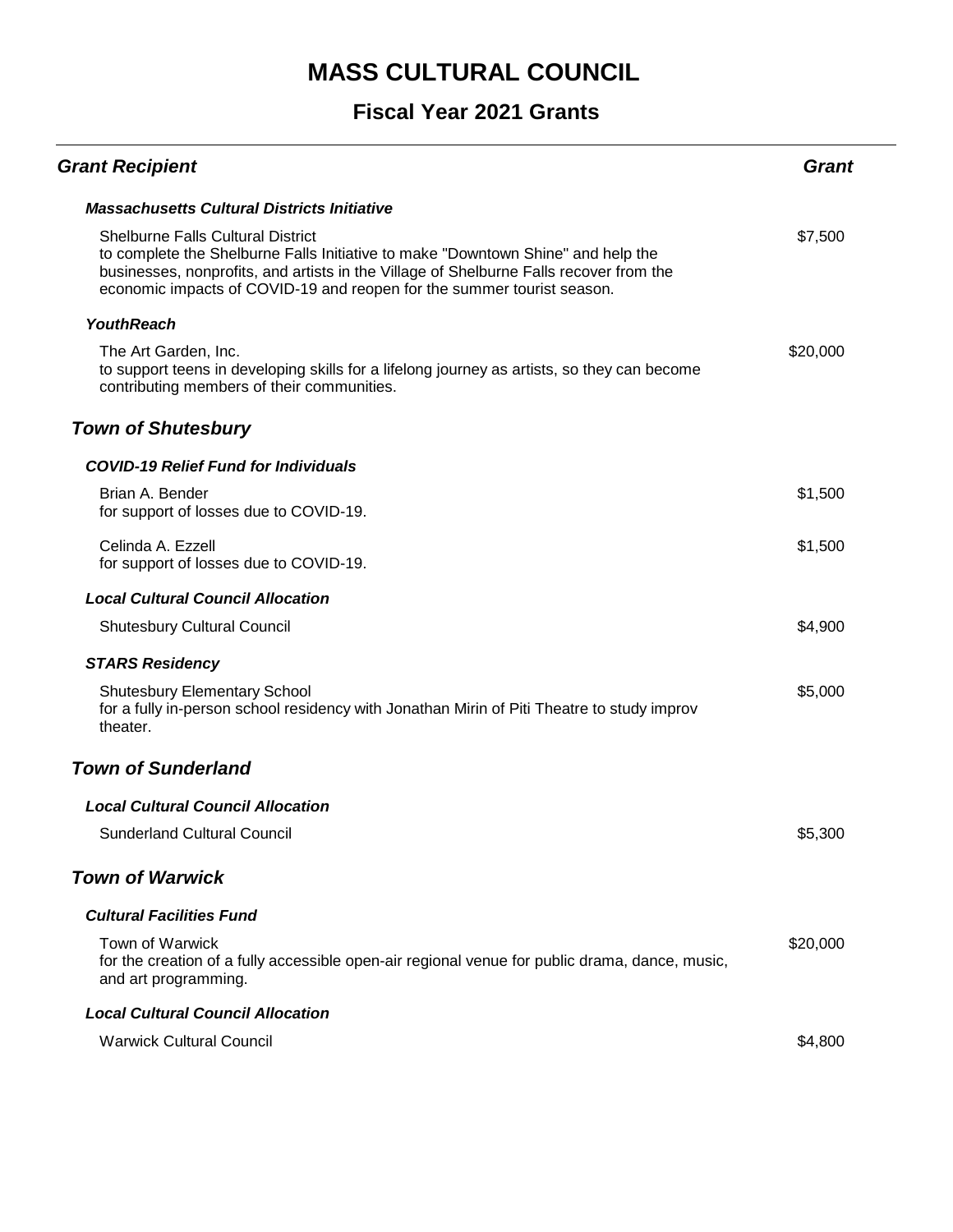# MASS CULTURAL COUNCIL

## Fiscal Year 2021 Grants

| Grant Recipient | Grant |
|---|---|
| ***Massachusetts Cultural Districts Initiative*** | |
| Shelburne Falls Cultural District<br>to complete the Shelburne Falls Initiative to make "Downtown Shine" and help the businesses, nonprofits, and artists in the Village of Shelburne Falls recover from the economic impacts of COVID-19 and reopen for the summer tourist season. | $7,500 |
| ***YouthReach*** | |
| The Art Garden, Inc.<br>to support teens in developing skills for a lifelong journey as artists, so they can become contributing members of their communities. | $20,000 |

### *Town of Shutesbury*

| Grant Recipient | Grant |
|---|---|
| ***COVID-19 Relief Fund for Individuals*** | |
| Brian A. Bender<br>for support of losses due to COVID-19. | $1,500 |
| Celinda A. Ezzell<br>for support of losses due to COVID-19. | $1,500 |
| ***Local Cultural Council Allocation*** | |
| Shutesbury Cultural Council | $4,900 |
| ***STARS Residency*** | |
| Shutesbury Elementary School<br>for a fully in-person school residency with Jonathan Mirin of Piti Theatre to study improv theater. | $5,000 |

### *Town of Sunderland*

| Grant Recipient | Grant |
|---|---|
| ***Local Cultural Council Allocation*** | |
| Sunderland Cultural Council | $5,300 |

### *Town of Warwick*

| Grant Recipient | Grant |
|---|---|
| ***Cultural Facilities Fund*** | |
| Town of Warwick<br>for the creation of a fully accessible open-air regional venue for public drama, dance, music, and art programming. | $20,000 |
| ***Local Cultural Council Allocation*** | |
| Warwick Cultural Council | $4,800 |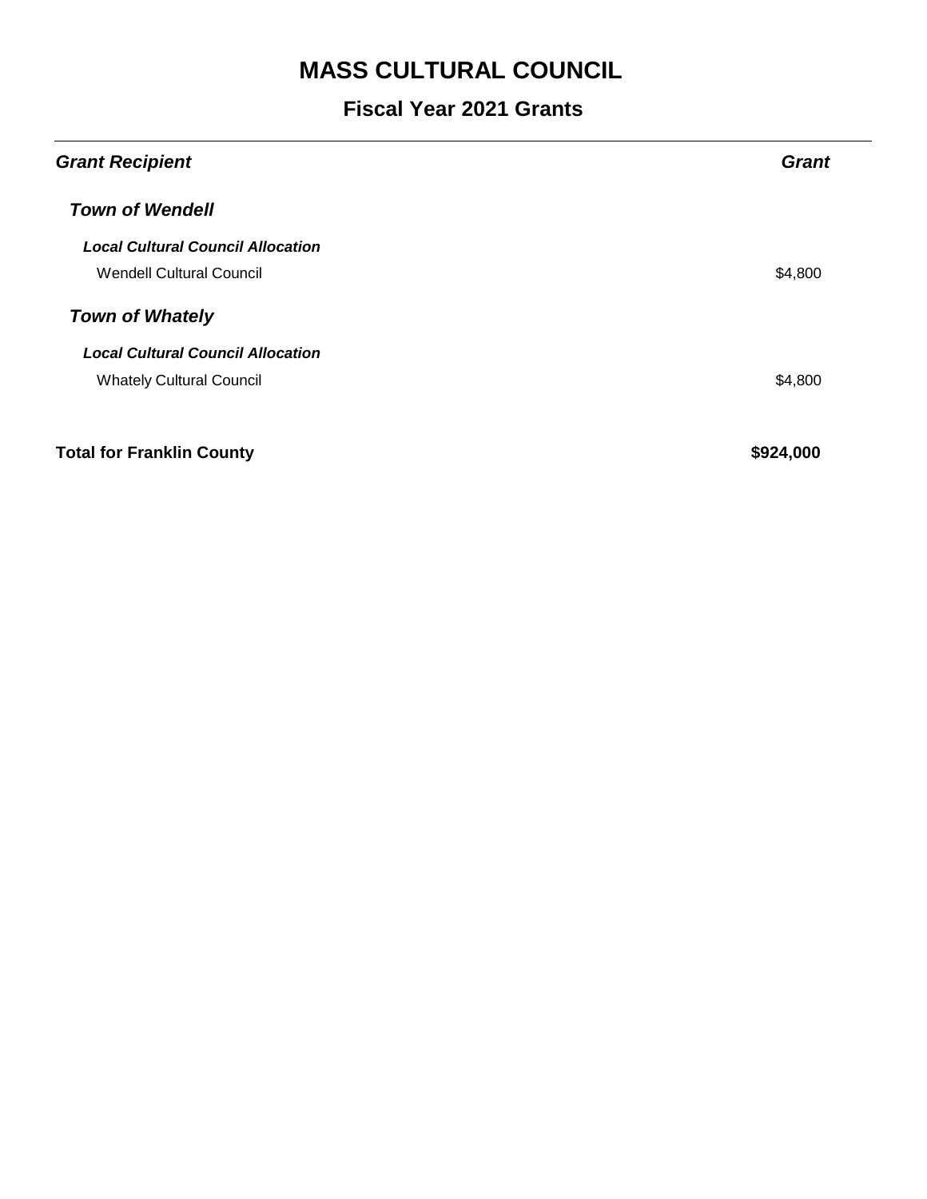# MASS CULTURAL COUNCIL

## Fiscal Year 2021 Grants

| ***Grant Recipient*** | ***Grant*** |
|---|---|
| ***Town of Wendell*** | |
| ***Local Cultural Council Allocation*** | |
| Wendell Cultural Council | $4,800 |
| ***Town of Whately*** | |
| ***Local Cultural Council Allocation*** | |
| Whately Cultural Council | $4,800 |
| **Total for Franklin County** | **$924,000** |